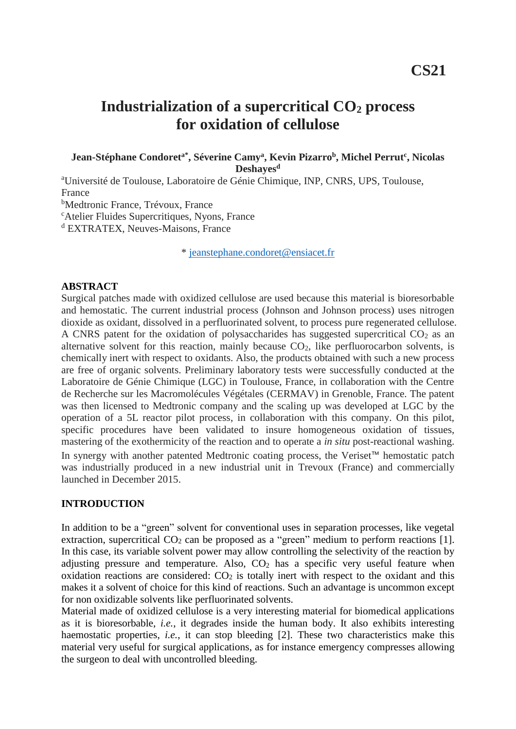**CS21**

# Industrialization of a supercritical $CO_2$ process for oxidation of cellulose

**Jean-Stéphane Condoret[a*], Séverine Camy[a], Kevin Pizarro[b], Michel Perrut[c], Nicolas Deshayes[d]**

[a]Université de Toulouse, Laboratoire de Génie Chimique, INP, CNRS, UPS, Toulouse, France

[b]Medtronic France, Trévoux, France

[c]Atelier Fluides Supercritiques, Nyons, France

[d] EXTRATEX, Neuves-Maisons, France

\* jeanstephane.condoret@ensiacet.fr

## ABSTRACT

Surgical patches made with oxidized cellulose are used because this material is bioresorbable and hemostatic. The current industrial process (Johnson and Johnson process) uses nitrogen dioxide as oxidant, dissolved in a perfluorinated solvent, to process pure regenerated cellulose. A CNRS patent for the oxidation of polysaccharides has suggested supercritical $CO_2$ as an alternative solvent for this reaction, mainly because $CO_2$, like perfluorocarbon solvents, is chemically inert with respect to oxidants. Also, the products obtained with such a new process are free of organic solvents. Preliminary laboratory tests were successfully conducted at the Laboratoire de Génie Chimique (LGC) in Toulouse, France, in collaboration with the Centre de Recherche sur les Macromolécules Végétales (CERMAV) in Grenoble, France. The patent was then licensed to Medtronic company and the scaling up was developed at LGC by the operation of a 5L reactor pilot process, in collaboration with this company. On this pilot, specific procedures have been validated to insure homogeneous oxidation of tissues, mastering of the exothermicity of the reaction and to operate a *in situ* post-reactional washing. In synergy with another patented Medtronic coating process, the Veriset™ hemostatic patch was industrially produced in a new industrial unit in Trevoux (France) and commercially launched in December 2015.

## INTRODUCTION

In addition to be a "green" solvent for conventional uses in separation processes, like vegetal extraction, supercritical $CO_2$ can be proposed as a "green" medium to perform reactions [1]. In this case, its variable solvent power may allow controlling the selectivity of the reaction by adjusting pressure and temperature. Also, $CO_2$ has a specific very useful feature when oxidation reactions are considered: $CO_2$ is totally inert with respect to the oxidant and this makes it a solvent of choice for this kind of reactions. Such an advantage is uncommon except for non oxidizable solvents like perfluorinated solvents.

Material made of oxidized cellulose is a very interesting material for biomedical applications as it is bioresorbable, *i.e.*, it degrades inside the human body. It also exhibits interesting haemostatic properties, *i.e.*, it can stop bleeding [2]. These two characteristics make this material very useful for surgical applications, as for instance emergency compresses allowing the surgeon to deal with uncontrolled bleeding.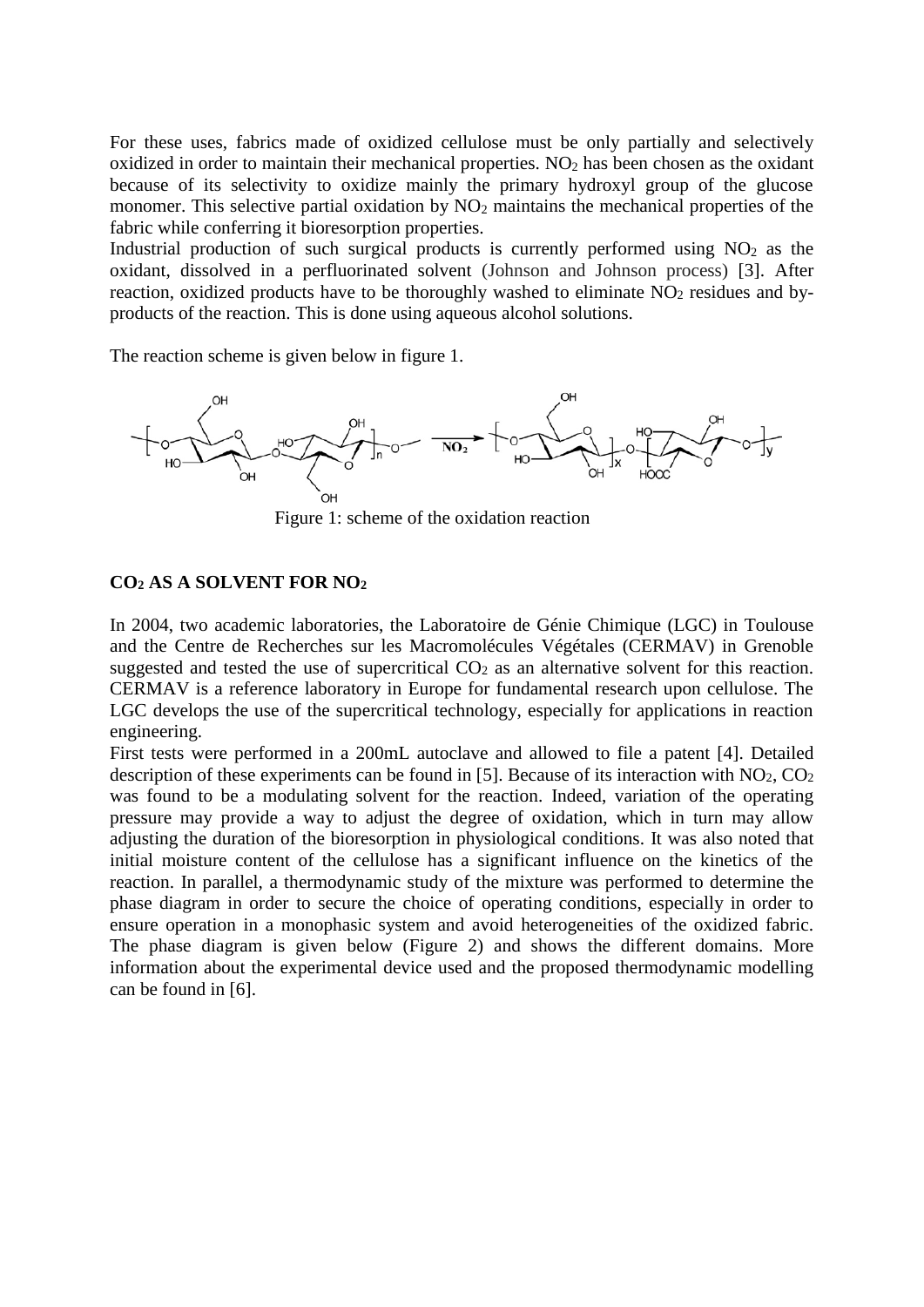For these uses, fabrics made of oxidized cellulose must be only partially and selectively oxidized in order to maintain their mechanical properties. $NO_2$ has been chosen as the oxidant because of its selectivity to oxidize mainly the primary hydroxyl group of the glucose monomer. This selective partial oxidation by $NO_2$ maintains the mechanical properties of the fabric while conferring it bioresorption properties.

Industrial production of such surgical products is currently performed using $NO_2$ as the oxidant, dissolved in a perfluorinated solvent (Johnson and Johnson process) [3]. After reaction, oxidized products have to be thoroughly washed to eliminate $NO_2$ residues and by-products of the reaction. This is done using aqueous alcohol solutions.

The reaction scheme is given below in figure 1.

Figure 1: scheme of the oxidation reaction

## $CO_2$ AS A SOLVENT FOR $NO_2$

In 2004, two academic laboratories, the Laboratoire de Génie Chimique (LGC) in Toulouse and the Centre de Recherches sur les Macromolécules Végétales (CERMAV) in Grenoble suggested and tested the use of supercritical $CO_2$ as an alternative solvent for this reaction. CERMAV is a reference laboratory in Europe for fundamental research upon cellulose. The LGC develops the use of the supercritical technology, especially for applications in reaction engineering.

First tests were performed in a 200mL autoclave and allowed to file a patent [4]. Detailed description of these experiments can be found in [5]. Because of its interaction with $NO_2$, $CO_2$ was found to be a modulating solvent for the reaction. Indeed, variation of the operating pressure may provide a way to adjust the degree of oxidation, which in turn may allow adjusting the duration of the bioresorption in physiological conditions. It was also noted that initial moisture content of the cellulose has a significant influence on the kinetics of the reaction. In parallel, a thermodynamic study of the mixture was performed to determine the phase diagram in order to secure the choice of operating conditions, especially in order to ensure operation in a monophasic system and avoid heterogeneities of the oxidized fabric. The phase diagram is given below (Figure 2) and shows the different domains. More information about the experimental device used and the proposed thermodynamic modelling can be found in [6].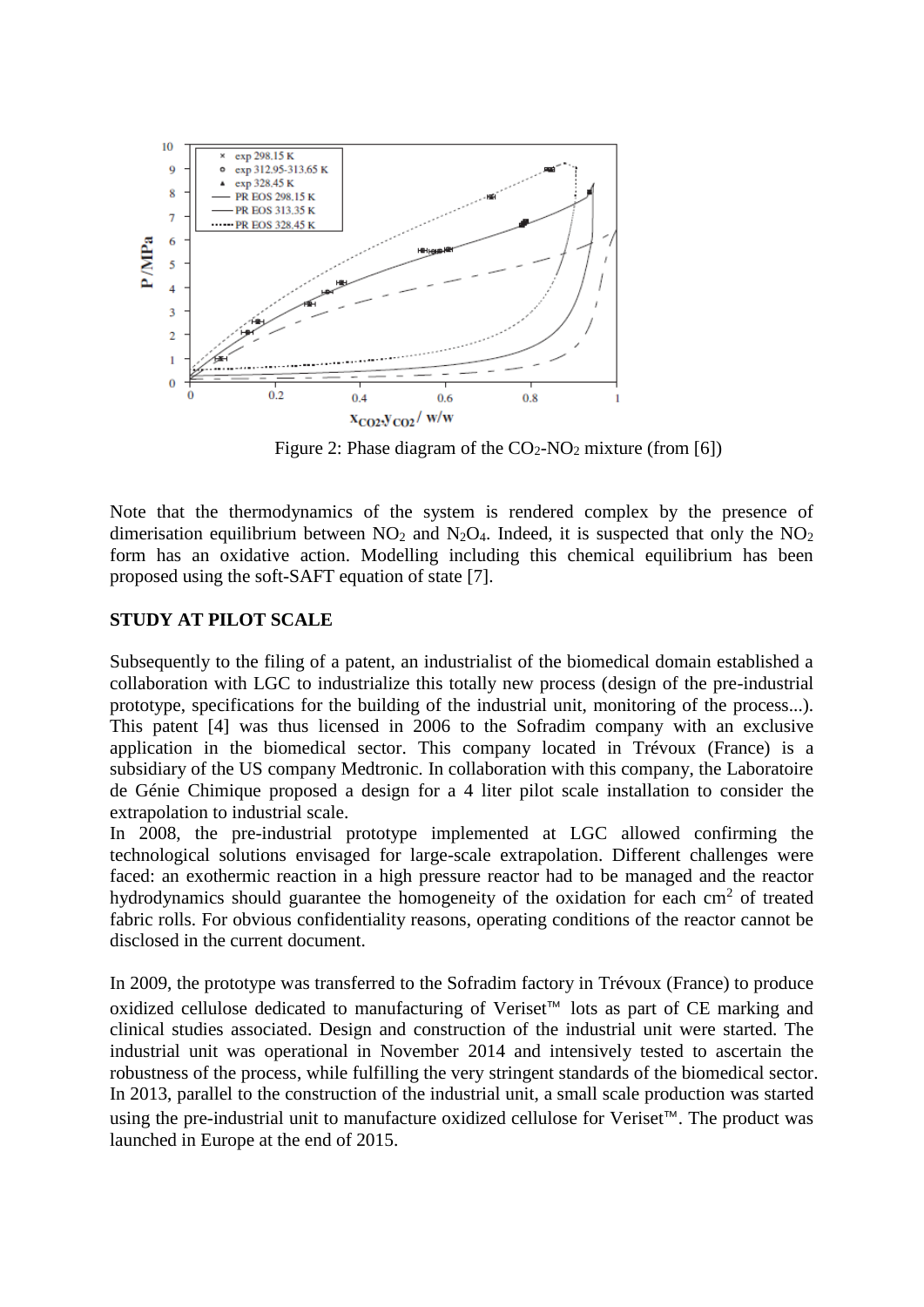Figure 2: Phase diagram of the $CO_2$-$NO_2$ mixture (from [6])

Note that the thermodynamics of the system is rendered complex by the presence of dimerisation equilibrium between $NO_2$ and $N_2O_4$. Indeed, it is suspected that only the $NO_2$ form has an oxidative action. Modelling including this chemical equilibrium has been proposed using the soft-SAFT equation of state [7].

## STUDY AT PILOT SCALE

Subsequently to the filing of a patent, an industrialist of the biomedical domain established a collaboration with LGC to industrialize this totally new process (design of the pre-industrial prototype, specifications for the building of the industrial unit, monitoring of the process...). This patent [4] was thus licensed in 2006 to the Sofradim company with an exclusive application in the biomedical sector. This company located in Trévoux (France) is a subsidiary of the US company Medtronic. In collaboration with this company, the Laboratoire de Génie Chimique proposed a design for a 4 liter pilot scale installation to consider the extrapolation to industrial scale.

In 2008, the pre-industrial prototype implemented at LGC allowed confirming the technological solutions envisaged for large-scale extrapolation. Different challenges were faced: an exothermic reaction in a high pressure reactor had to be managed and the reactor hydrodynamics should guarantee the homogeneity of the oxidation for each $cm^2$ of treated fabric rolls. For obvious confidentiality reasons, operating conditions of the reactor cannot be disclosed in the current document.

In 2009, the prototype was transferred to the Sofradim factory in Trévoux (France) to produce oxidized cellulose dedicated to manufacturing of Veriset™ lots as part of CE marking and clinical studies associated. Design and construction of the industrial unit were started. The industrial unit was operational in November 2014 and intensively tested to ascertain the robustness of the process, while fulfilling the very stringent standards of the biomedical sector. In 2013, parallel to the construction of the industrial unit, a small scale production was started using the pre-industrial unit to manufacture oxidized cellulose for Veriset™. The product was launched in Europe at the end of 2015.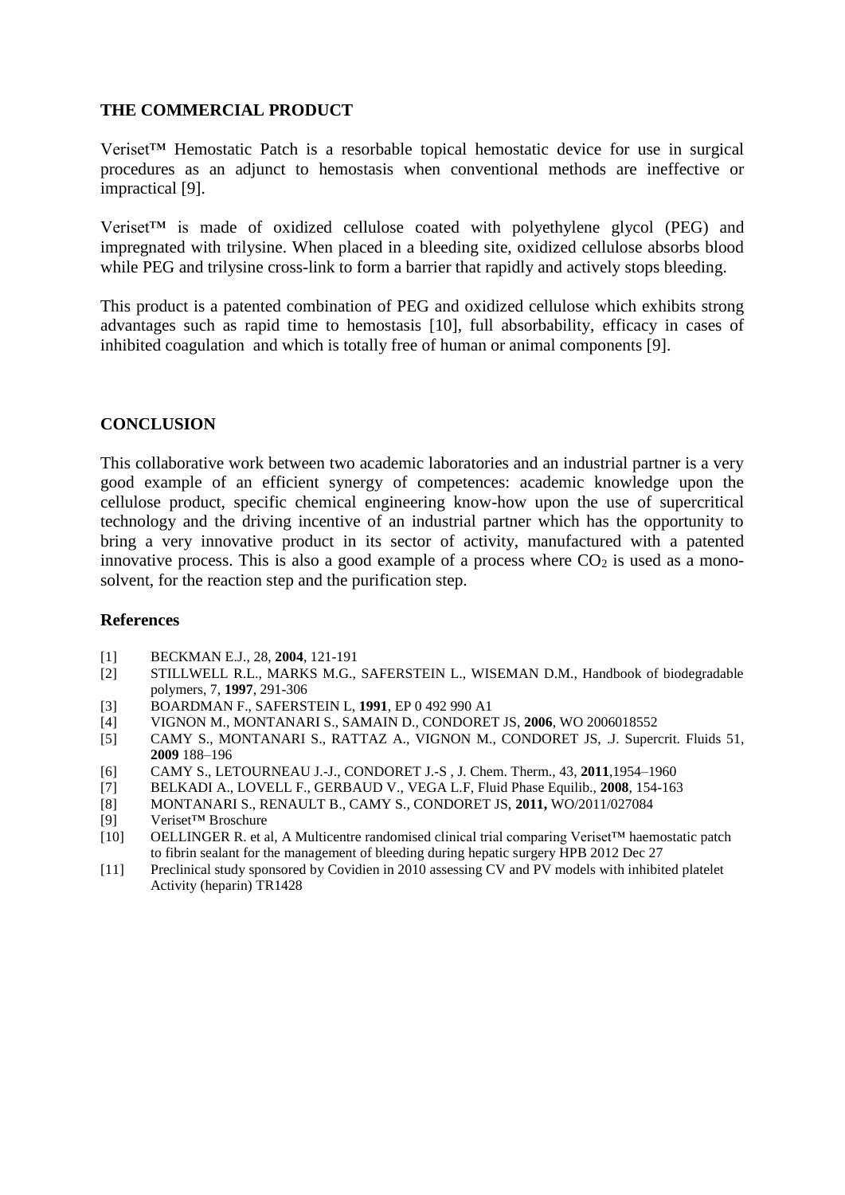## THE COMMERCIAL PRODUCT

Veriset™ Hemostatic Patch is a resorbable topical hemostatic device for use in surgical procedures as an adjunct to hemostasis when conventional methods are ineffective or impractical [9].

Veriset™ is made of oxidized cellulose coated with polyethylene glycol (PEG) and impregnated with trilysine. When placed in a bleeding site, oxidized cellulose absorbs blood while PEG and trilysine cross-link to form a barrier that rapidly and actively stops bleeding.

This product is a patented combination of PEG and oxidized cellulose which exhibits strong advantages such as rapid time to hemostasis [10], full absorbability, efficacy in cases of inhibited coagulation and which is totally free of human or animal components [9].

## CONCLUSION

This collaborative work between two academic laboratories and an industrial partner is a very good example of an efficient synergy of competences: academic knowledge upon the cellulose product, specific chemical engineering know-how upon the use of supercritical technology and the driving incentive of an industrial partner which has the opportunity to bring a very innovative product in its sector of activity, manufactured with a patented innovative process. This is also a good example of a process where $CO_2$ is used as a mono-solvent, for the reaction step and the purification step.

### References

[1] BECKMAN E.J., 28, **2004**, 121-191

[2] STILLWELL R.L., MARKS M.G., SAFERSTEIN L., WISEMAN D.M., Handbook of biodegradable polymers, 7, **1997**, 291-306

[3] BOARDMAN F., SAFERSTEIN L, **1991**, EP 0 492 990 A1

[4] VIGNON M., MONTANARI S., SAMAIN D., CONDORET JS, **2006**, WO 2006018552

[5] CAMY S., MONTANARI S., RATTAZ A., VIGNON M., CONDORET JS, .J. Supercrit. Fluids 51, **2009** 188–196

[6] CAMY S., LETOURNEAU J.-J., CONDORET J.-S , J. Chem. Therm., 43, **2011**,1954–1960

[7] BELKADI A., LOVELL F., GERBAUD V., VEGA L.F, Fluid Phase Equilib., **2008**, 154-163

[8] MONTANARI S., RENAULT B., CAMY S., CONDORET JS, **2011,** WO/2011/027084

[9] Veriset™ Broschure

[10] OELLINGER R. et al, A Multicentre randomised clinical trial comparing Veriset™ haemostatic patch to fibrin sealant for the management of bleeding during hepatic surgery HPB 2012 Dec 27

[11] Preclinical study sponsored by Covidien in 2010 assessing CV and PV models with inhibited platelet Activity (heparin) TR1428